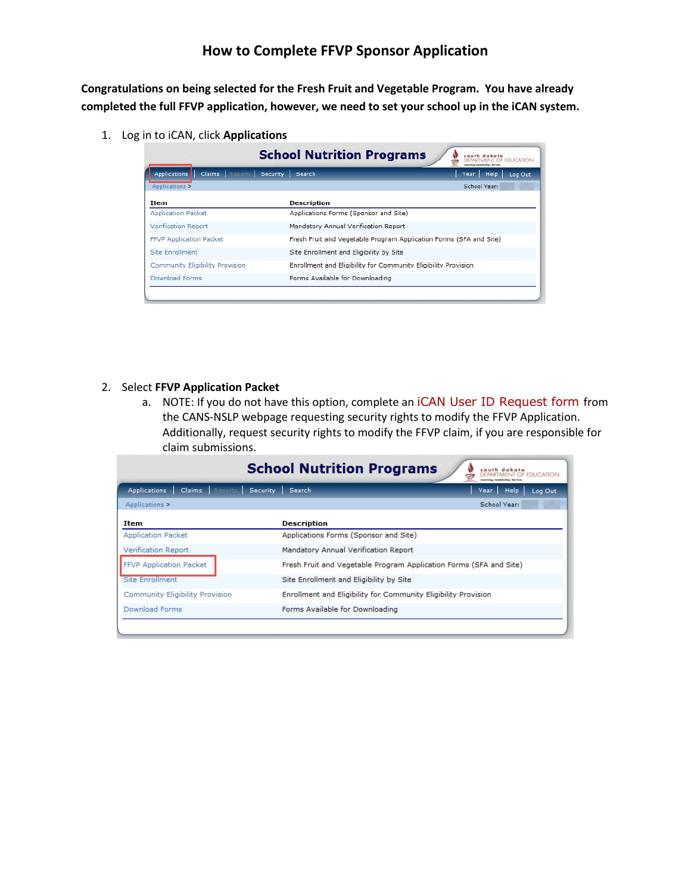# How to Complete FFVP Sponsor Application

**Congratulations on being selected for the Fresh Fruit and Vegetable Program. You have already completed the full FFVP application, however, we need to set your school up in the iCAN system.**

1. Log in to iCAN, click **Applications**

   School Nutrition Programs

   Applications | Claims | Reports | Security | Search | Year | Help | Log Out

   Applications > School Year:

   | Item | Description |
   | --- | --- |
   | Application Packet | Applications Forms (Sponsor and Site) |
   | Verification Report | Mandatory Annual Verification Report |
   | FFVP Application Packet | Fresh Fruit and Vegetable Program Application Forms (SFA and Site) |
   | Site Enrollment | Site Enrollment and Eligibility by Site |
   | Community Eligibility Provision | Enrollment and Eligibility for Community Eligibility Provision |
   | Download Forms | Forms Available for Downloading |

2. Select **FFVP Application Packet**
   a. NOTE: If you do not have this option, complete an iCAN User ID Request form from the CANS-NSLP webpage requesting security rights to modify the FFVP Application. Additionally, request security rights to modify the FFVP claim, if you are responsible for claim submissions.

   School Nutrition Programs

   Applications | Claims | Reports | Security | Search | Year | Help | Log Out

   Applications > School Year:

   | Item | Description |
   | --- | --- |
   | Application Packet | Applications Forms (Sponsor and Site) |
   | Verification Report | Mandatory Annual Verification Report |
   | FFVP Application Packet | Fresh Fruit and Vegetable Program Application Forms (SFA and Site) |
   | Site Enrollment | Site Enrollment and Eligibility by Site |
   | Community Eligibility Provision | Enrollment and Eligibility for Community Eligibility Provision |
   | Download Forms | Forms Available for Downloading |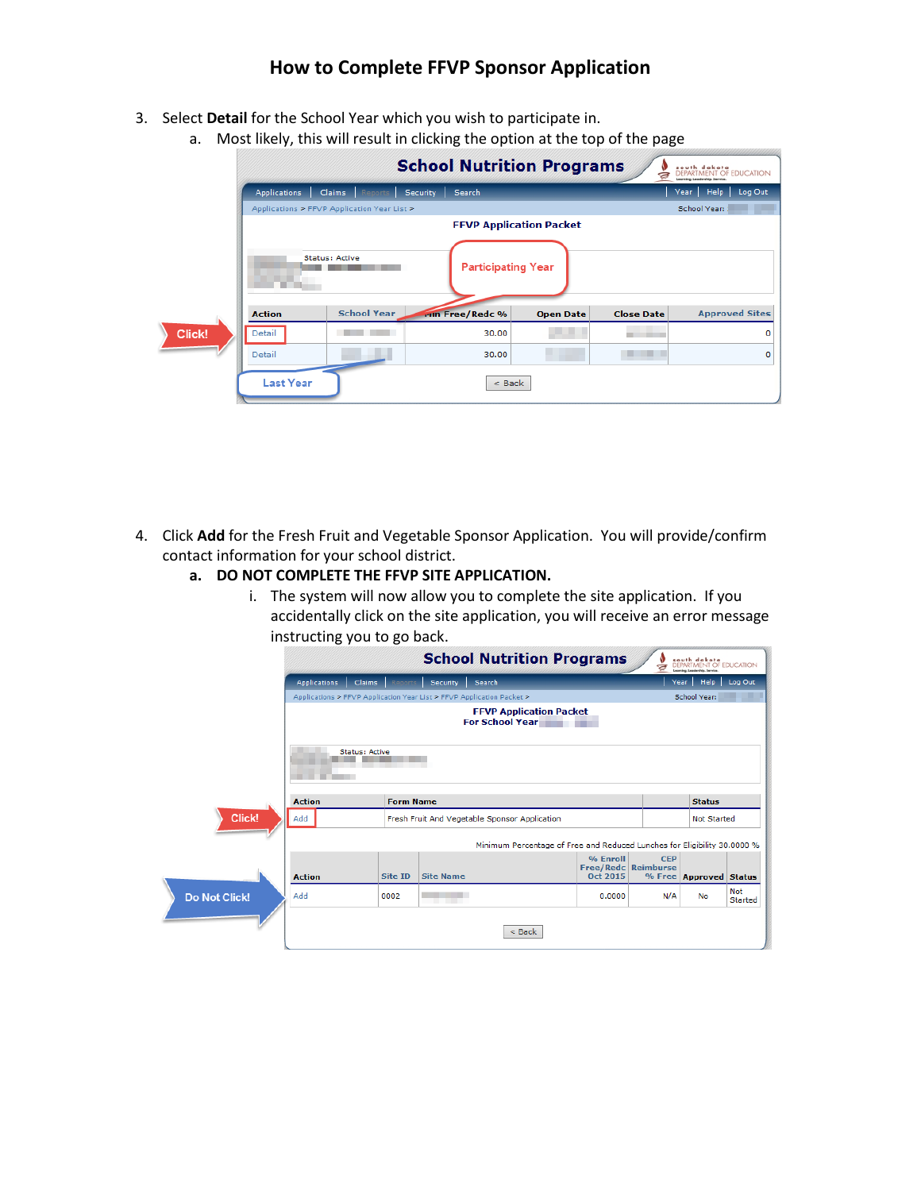# How to Complete FFVP Sponsor Application

3. Select **Detail** for the School Year which you wish to participate in.
   a. Most likely, this will result in clicking the option at the top of the page

4. Click **Add** for the Fresh Fruit and Vegetable Sponsor Application. You will provide/confirm contact information for your school district.
   **a. DO NOT COMPLETE THE FFVP SITE APPLICATION.**
      i. The system will now allow you to complete the site application. If you accidentally click on the site application, you will receive an error message instructing you to go back.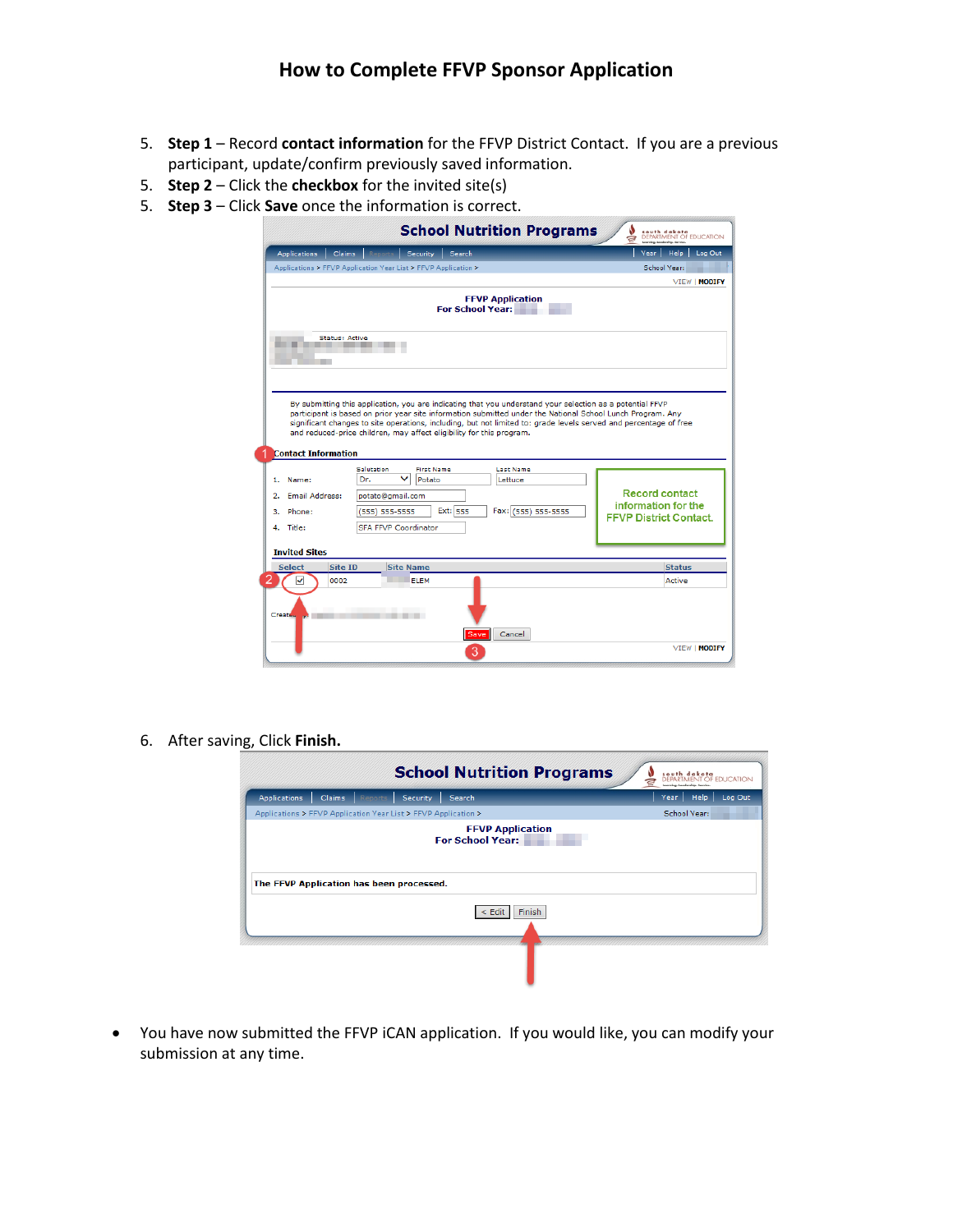# How to Complete FFVP Sponsor Application

5. **Step 1** – Record **contact information** for the FFVP District Contact. If you are a previous participant, update/confirm previously saved information.
5. **Step 2** – Click the **checkbox** for the invited site(s)
5. **Step 3** – Click **Save** once the information is correct.

6. After saving, Click **Finish.**

- You have now submitted the FFVP iCAN application. If you would like, you can modify your submission at any time.